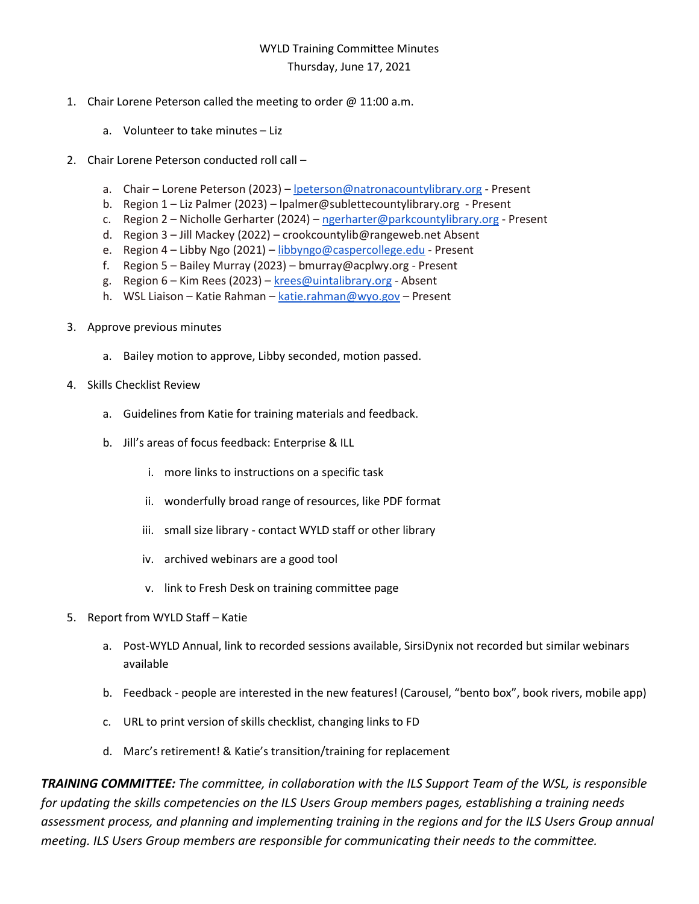WYLD Training Committee Minutes

Thursday, June 17, 2021

1. Chair Lorene Peterson called the meeting to order @ 11:00 a.m.

    a. Volunteer to take minutes – Liz

2. Chair Lorene Peterson conducted roll call –

    a. Chair – Lorene Peterson (2023) – lpeterson@natronacountylibrary.org - Present
    b. Region 1 – Liz Palmer (2023) – lpalmer@sublettecountylibrary.org - Present
    c. Region 2 – Nicholle Gerharter (2024) – ngerharter@parkcountylibrary.org - Present
    d. Region 3 – Jill Mackey (2022) – crookcountylib@rangeweb.net Absent
    e. Region 4 – Libby Ngo (2021) – libbyngo@caspercollege.edu - Present
    f. Region 5 – Bailey Murray (2023) – bmurray@acplwy.org - Present
    g. Region 6 – Kim Rees (2023) – krees@uintalibrary.org - Absent
    h. WSL Liaison – Katie Rahman – katie.rahman@wyo.gov – Present

3. Approve previous minutes

    a. Bailey motion to approve, Libby seconded, motion passed.

4. Skills Checklist Review

    a. Guidelines from Katie for training materials and feedback.

    b. Jill's areas of focus feedback: Enterprise & ILL

        i. more links to instructions on a specific task

        ii. wonderfully broad range of resources, like PDF format

        iii. small size library - contact WYLD staff or other library

        iv. archived webinars are a good tool

        v. link to Fresh Desk on training committee page

5. Report from WYLD Staff – Katie

    a. Post-WYLD Annual, link to recorded sessions available, SirsiDynix not recorded but similar webinars available

    b. Feedback - people are interested in the new features! (Carousel, "bento box", book rivers, mobile app)

    c. URL to print version of skills checklist, changing links to FD

    d. Marc's retirement! & Katie's transition/training for replacement

***TRAINING COMMITTEE:*** *The committee, in collaboration with the ILS Support Team of the WSL, is responsible for updating the skills competencies on the ILS Users Group members pages, establishing a training needs assessment process, and planning and implementing training in the regions and for the ILS Users Group annual meeting. ILS Users Group members are responsible for communicating their needs to the committee.*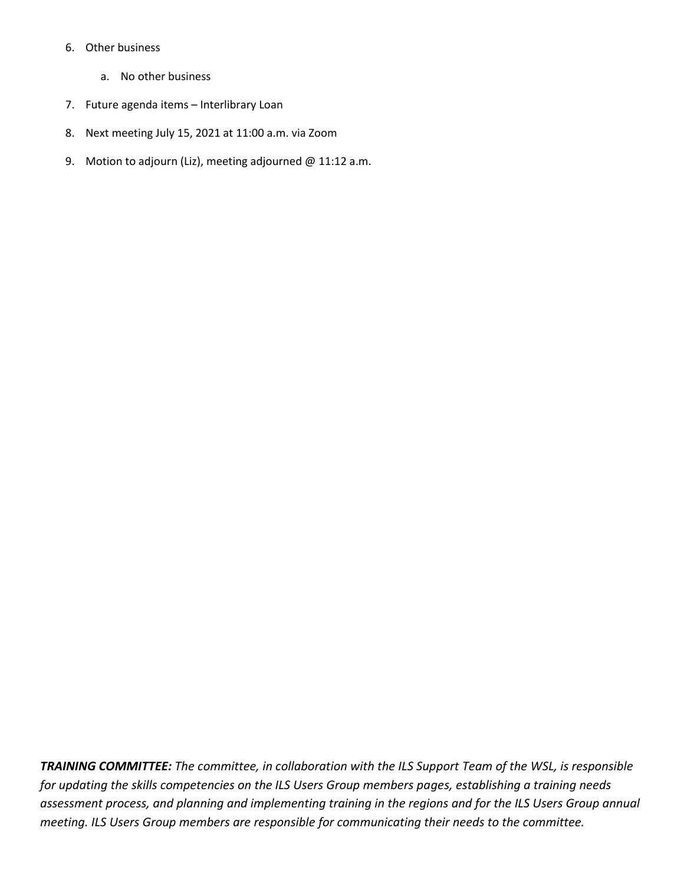6. Other business
    a. No other business
7. Future agenda items – Interlibrary Loan
8. Next meeting July 15, 2021 at 11:00 a.m. via Zoom
9. Motion to adjourn (Liz), meeting adjourned @ 11:12 a.m.

***TRAINING COMMITTEE:*** *The committee, in collaboration with the ILS Support Team of the WSL, is responsible for updating the skills competencies on the ILS Users Group members pages, establishing a training needs assessment process, and planning and implementing training in the regions and for the ILS Users Group annual meeting. ILS Users Group members are responsible for communicating their needs to the committee.*